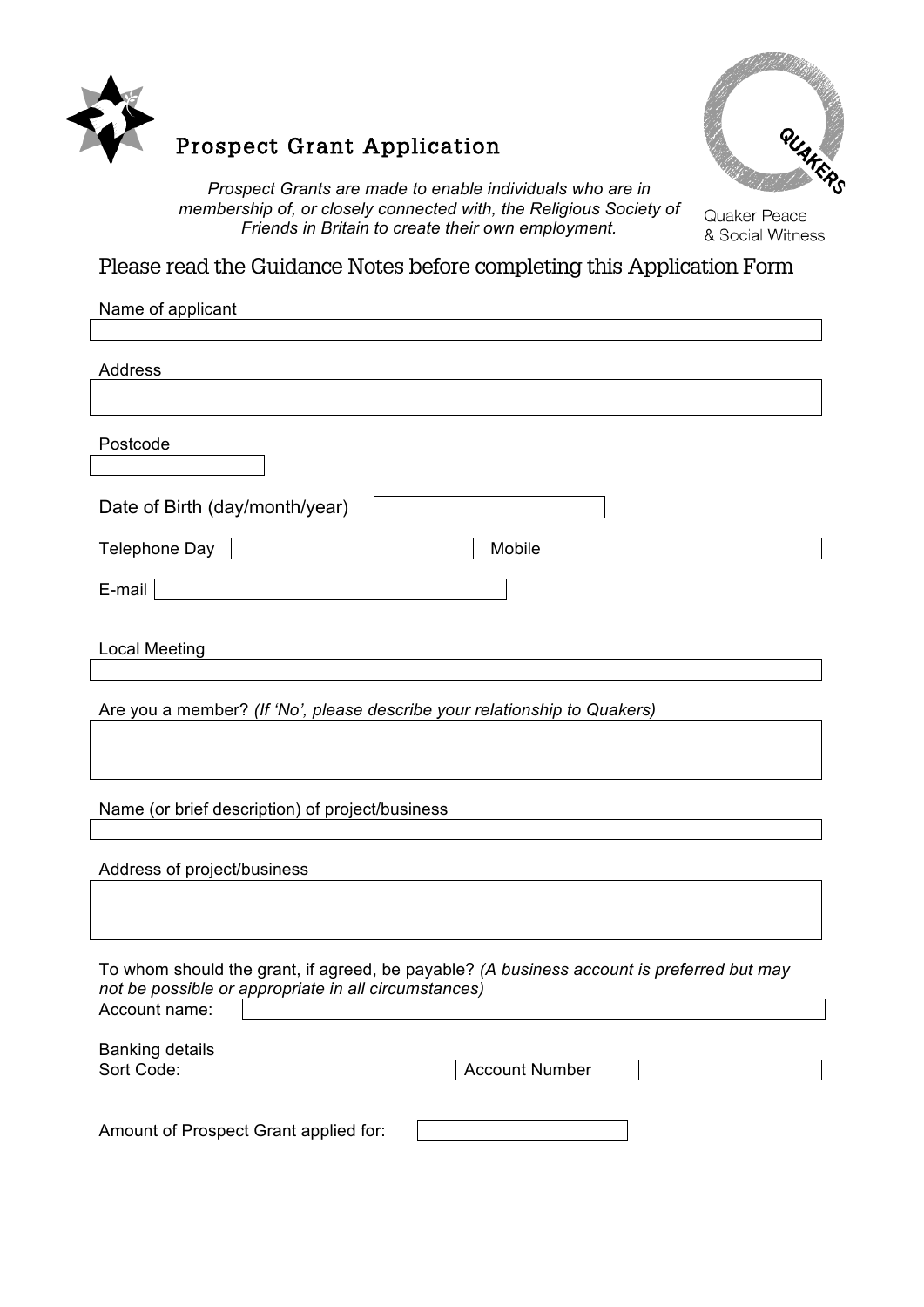# Prospect Grant Application

*Prospect Grants are made to enable individuals who are in membership of, or closely connected with, the Religious Society of Friends in Britain to create their own employment.*

Quaker Peace & Social Witness

## Please read the Guidance Notes before completing this Application Form

Name of applicant

Address

Postcode

Date of Birth (day/month/year)

Telephone Day

Mobile

E-mail

Local Meeting

Are you a member? *(If 'No', please describe your relationship to Quakers)*

Name (or brief description) of project/business

Address of project/business

To whom should the grant, if agreed, be payable? *(A business account is preferred but may not be possible or appropriate in all circumstances)*

Account name:

Banking details

Sort Code:

Account Number

Amount of Prospect Grant applied for: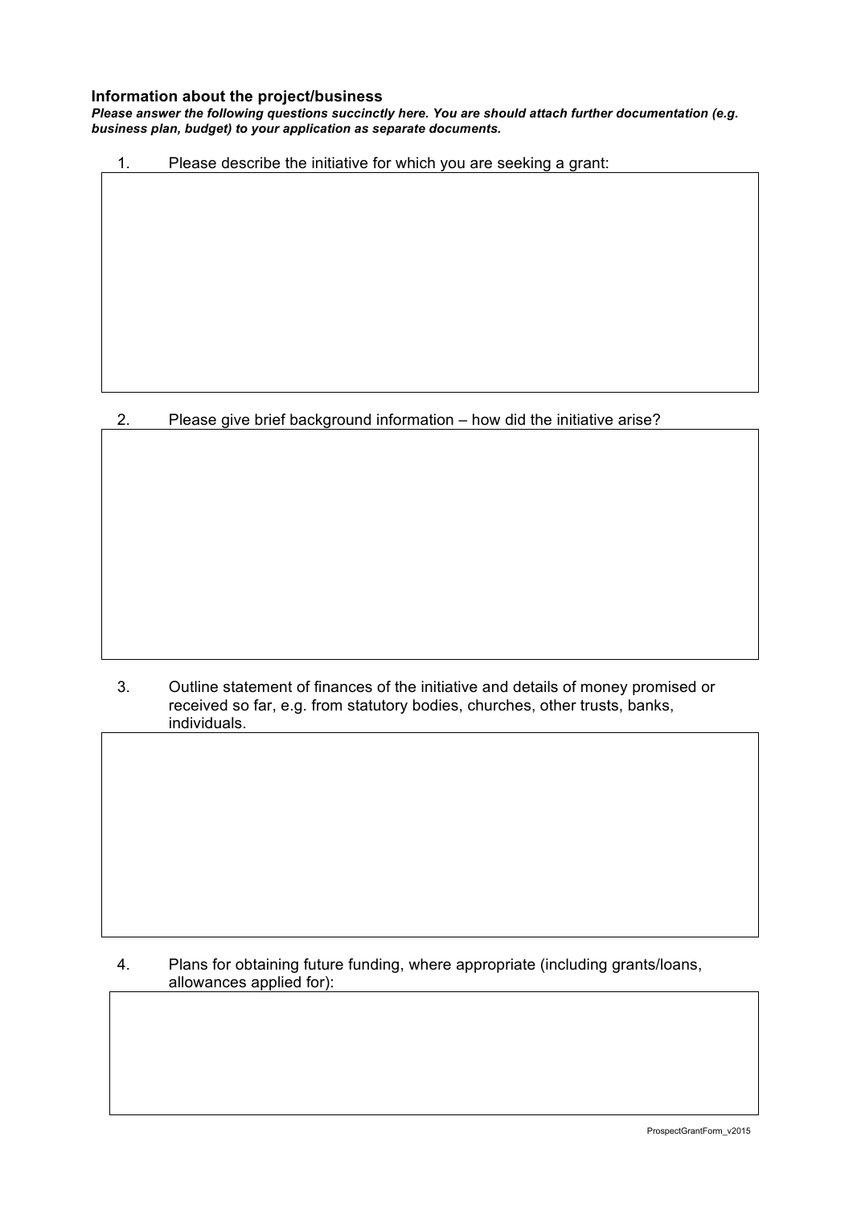### Information about the project/business

***Please answer the following questions succinctly here. You are should attach further documentation (e.g. business plan, budget) to your application as separate documents.***

1. Please describe the initiative for which you are seeking a grant:

2. Please give brief background information – how did the initiative arise?

3. Outline statement of finances of the initiative and details of money promised or received so far, e.g. from statutory bodies, churches, other trusts, banks, individuals.

4. Plans for obtaining future funding, where appropriate (including grants/loans, allowances applied for):

ProspectGrantForm_v2015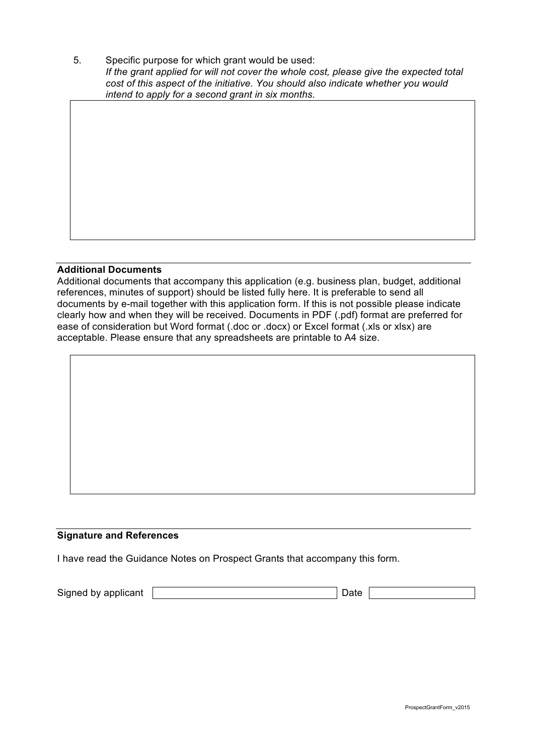5. Specific purpose for which grant would be used:
   *If the grant applied for will not cover the whole cost, please give the expected total cost of this aspect of the initiative. You should also indicate whether you would intend to apply for a second grant in six months.*

---

**Additional Documents**

Additional documents that accompany this application (e.g. business plan, budget, additional references, minutes of support) should be listed fully here. It is preferable to send all documents by e-mail together with this application form. If this is not possible please indicate clearly how and when they will be received. Documents in PDF (.pdf) format are preferred for ease of consideration but Word format (.doc or .docx) or Excel format (.xls or xlsx) are acceptable. Please ensure that any spreadsheets are printable to A4 size.

---

**Signature and References**

I have read the Guidance Notes on Prospect Grants that accompany this form.

Signed by applicant ____________________ Date __________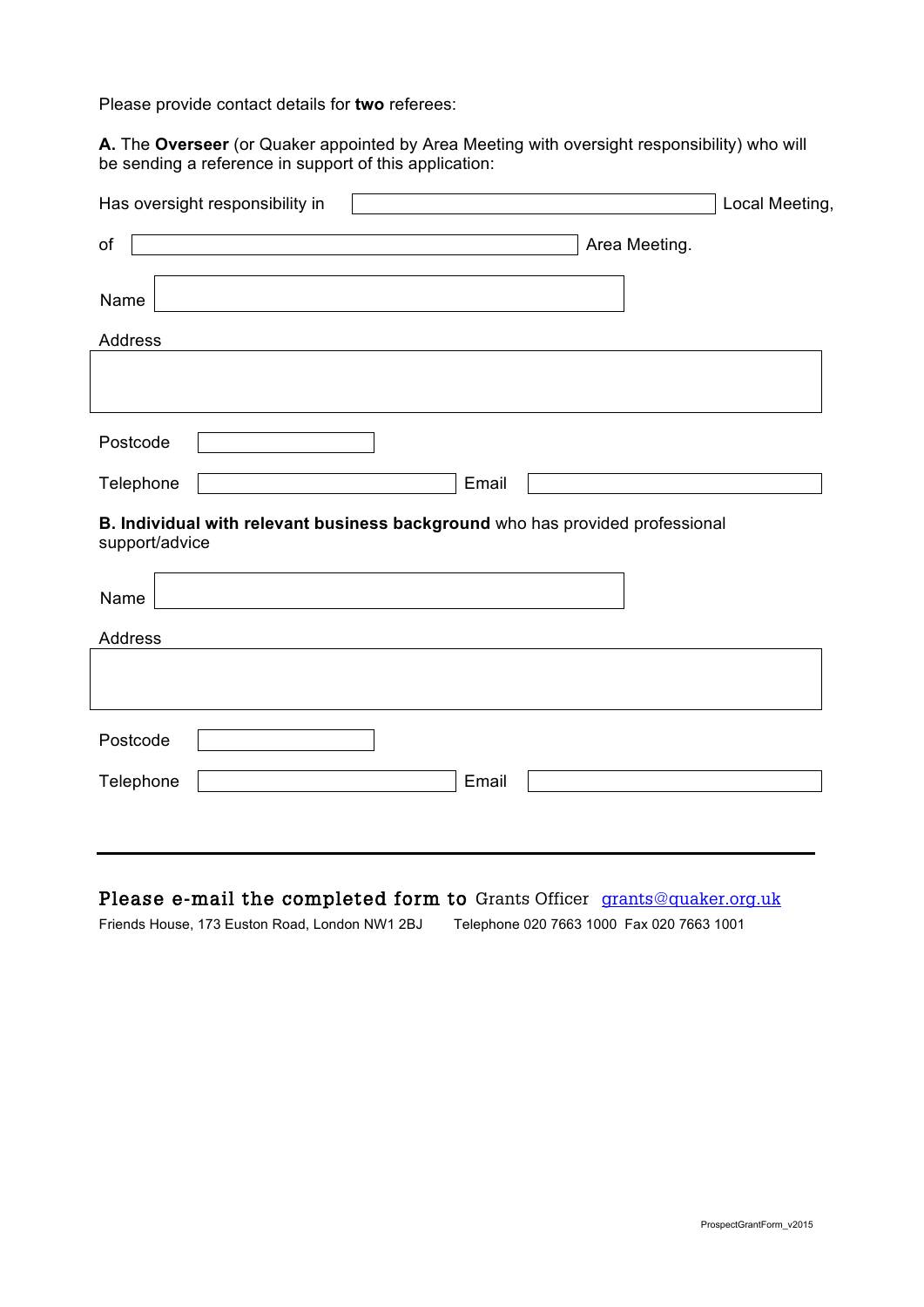Please provide contact details for **two** referees:

**A.** The **Overseer** (or Quaker appointed by Area Meeting with oversight responsibility) who will be sending a reference in support of this application:

Has oversight responsibility in ______________________ Local Meeting,

of ______________________ Area Meeting.

Name ______________________

Address

______________________

Postcode ______________________

Telephone ______________________ Email ______________________

**B. Individual with relevant business background** who has provided professional support/advice

Name ______________________

Address

______________________

Postcode ______________________

Telephone ______________________ Email ______________________

---

**Please e-mail the completed form to** Grants Officer grants@quaker.org.uk

Friends House, 173 Euston Road, London NW1 2BJ Telephone 020 7663 1000 Fax 020 7663 1001

ProspectGrantForm_v2015